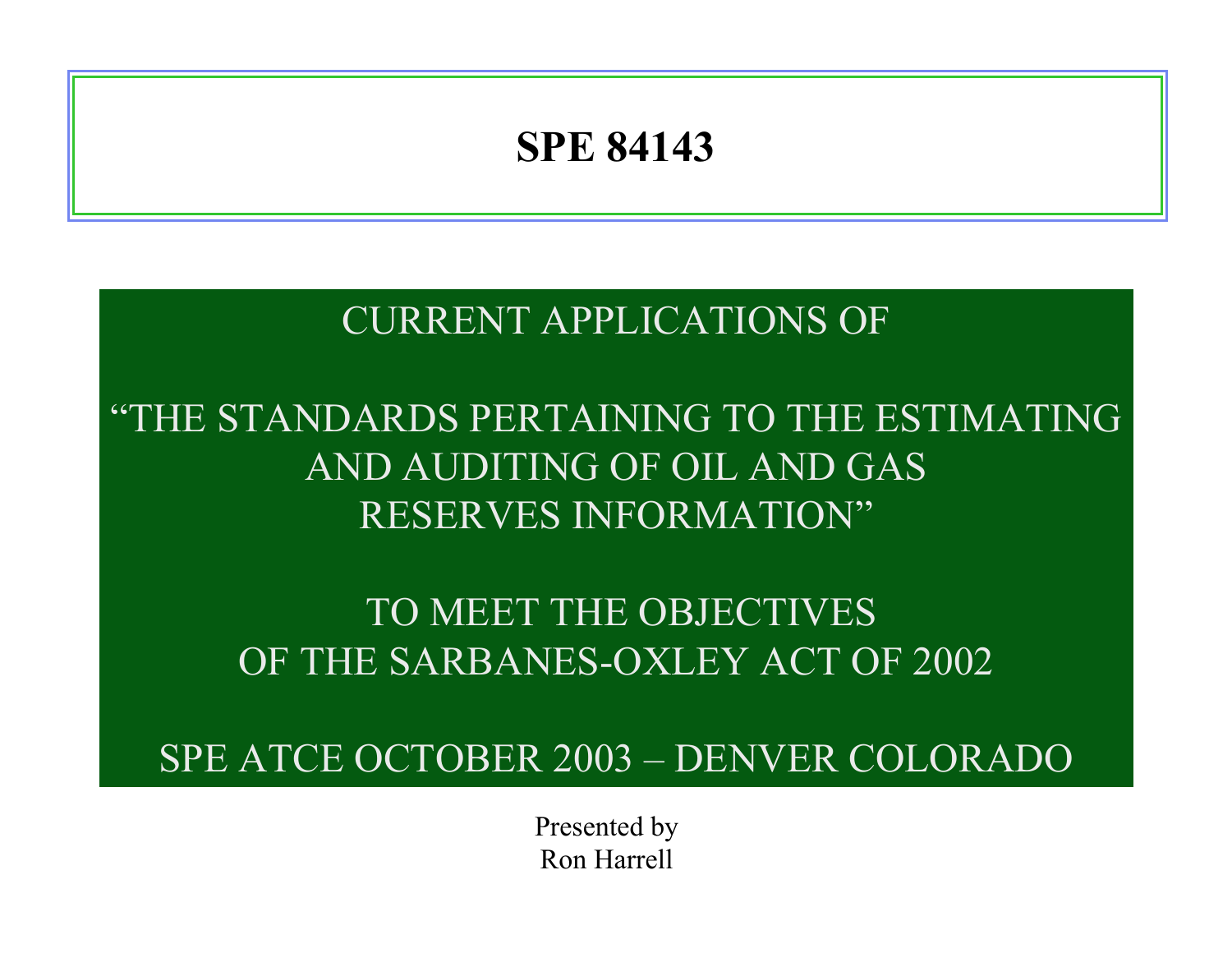# SPE 84143

CURRENT APPLICATIONS OF

"THE STANDARDS PERTAINING TO THE ESTIMATING AND AUDITING OF OIL AND GAS RESERVES INFORMATION"

TO MEET THE OBJECTIVES OF THE SARBANES-OXLEY ACT OF 2002

SPE ATCE OCTOBER 2003 – DENVER COLORADO

Presented by
Ron Harrell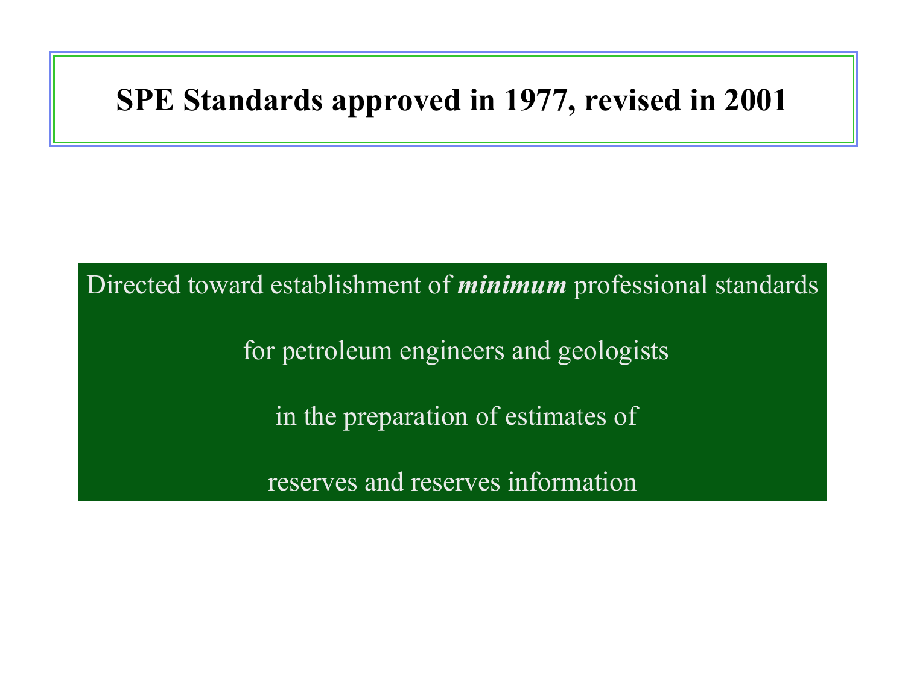# SPE Standards approved in 1977, revised in 2001

Directed toward establishment of ***minimum*** professional standards

for petroleum engineers and geologists

in the preparation of estimates of

reserves and reserves information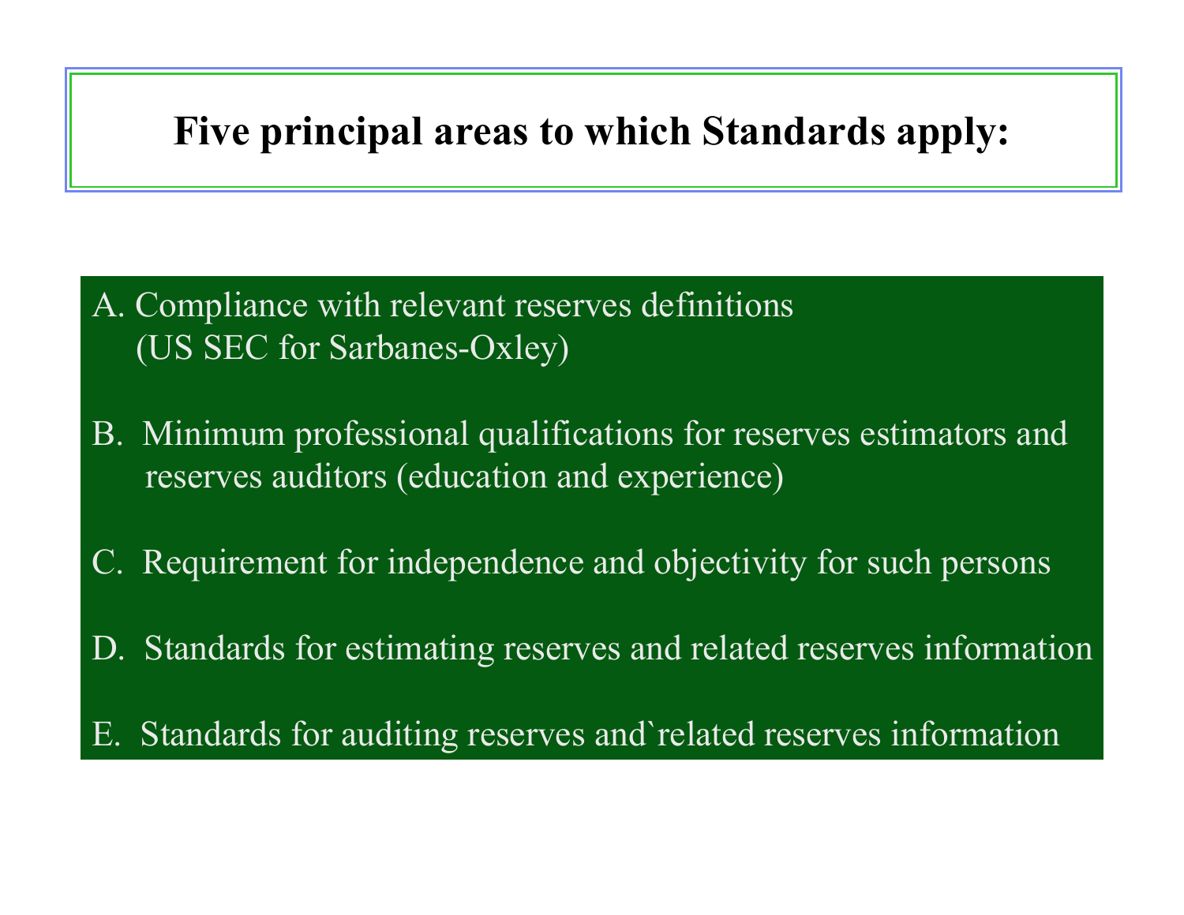# Five principal areas to which Standards apply:

A. Compliance with relevant reserves definitions (US SEC for Sarbanes-Oxley)

B. Minimum professional qualifications for reserves estimators and reserves auditors (education and experience)

C. Requirement for independence and objectivity for such persons

D. Standards for estimating reserves and related reserves information

E. Standards for auditing reserves and`related reserves information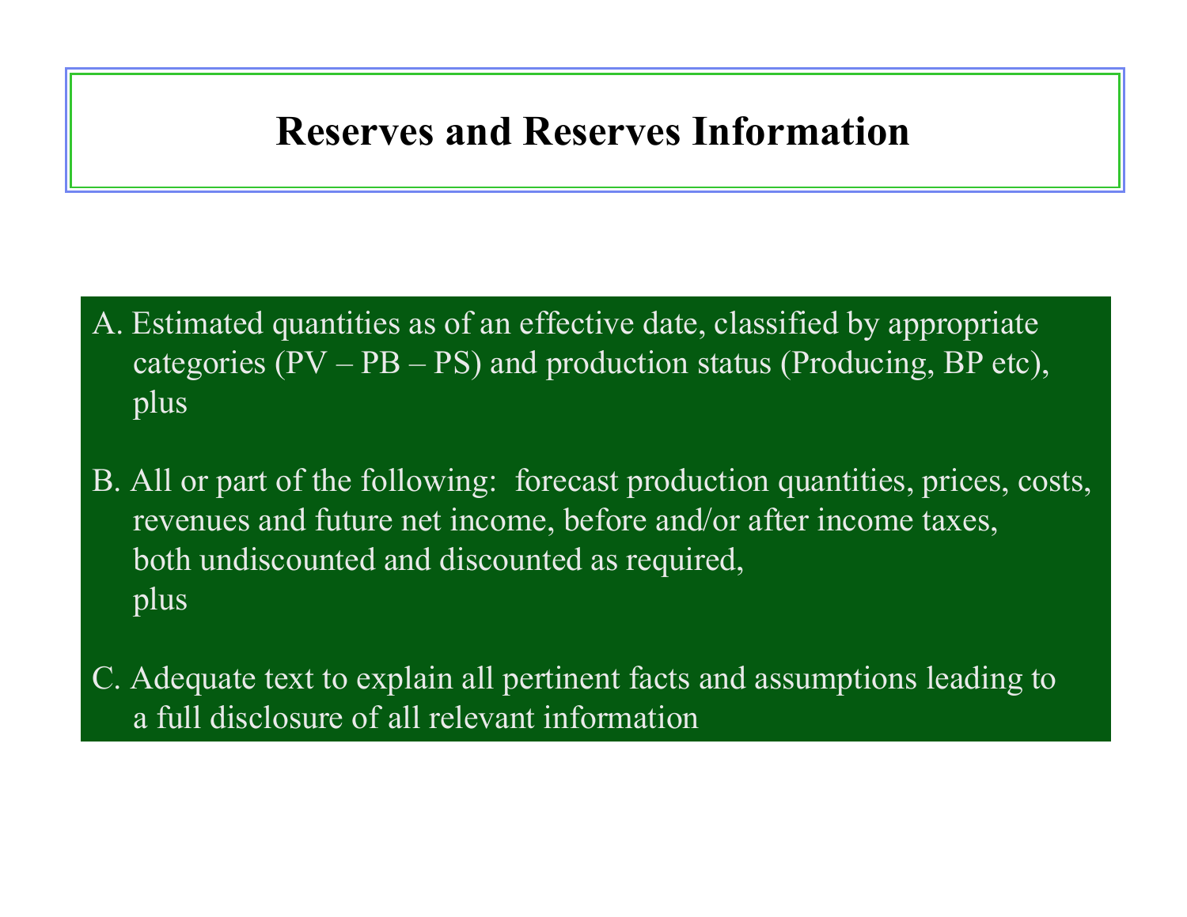# Reserves and Reserves Information

A. Estimated quantities as of an effective date, classified by appropriate categories (PV – PB – PS) and production status (Producing, BP etc), plus

B. All or part of the following: forecast production quantities, prices, costs, revenues and future net income, before and/or after income taxes, both undiscounted and discounted as required, plus

C. Adequate text to explain all pertinent facts and assumptions leading to a full disclosure of all relevant information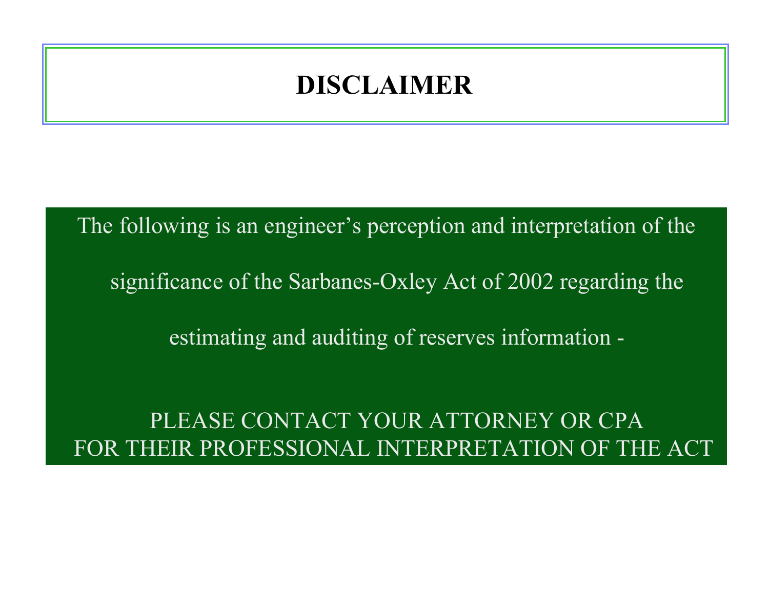# DISCLAIMER

The following is an engineer's perception and interpretation of the significance of the Sarbanes-Oxley Act of 2002 regarding the estimating and auditing of reserves information -

PLEASE CONTACT YOUR ATTORNEY OR CPA
FOR THEIR PROFESSIONAL INTERPRETATION OF THE ACT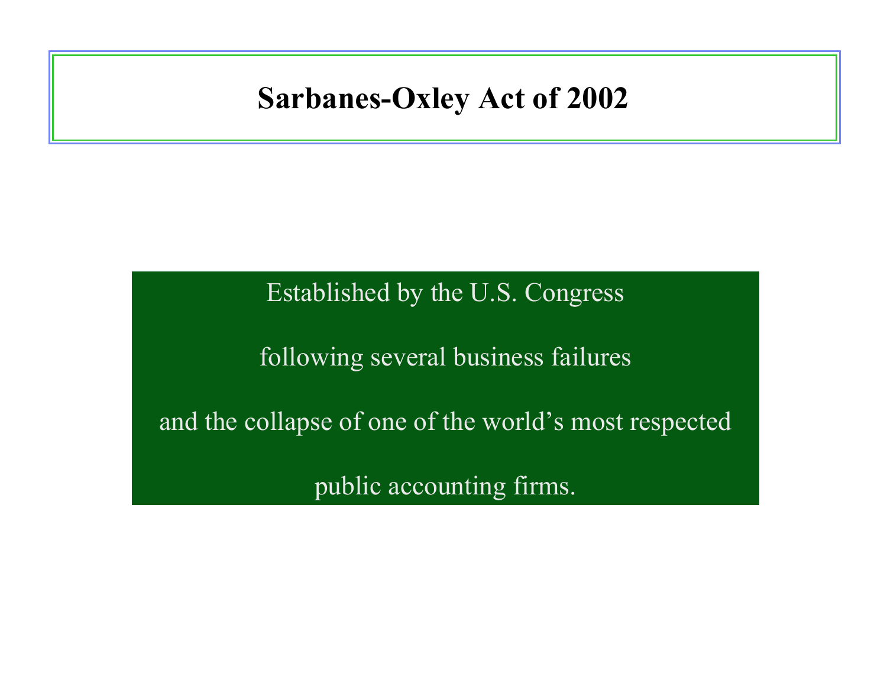# Sarbanes-Oxley Act of 2002

Established by the U.S. Congress

following several business failures

and the collapse of one of the world's most respected

public accounting firms.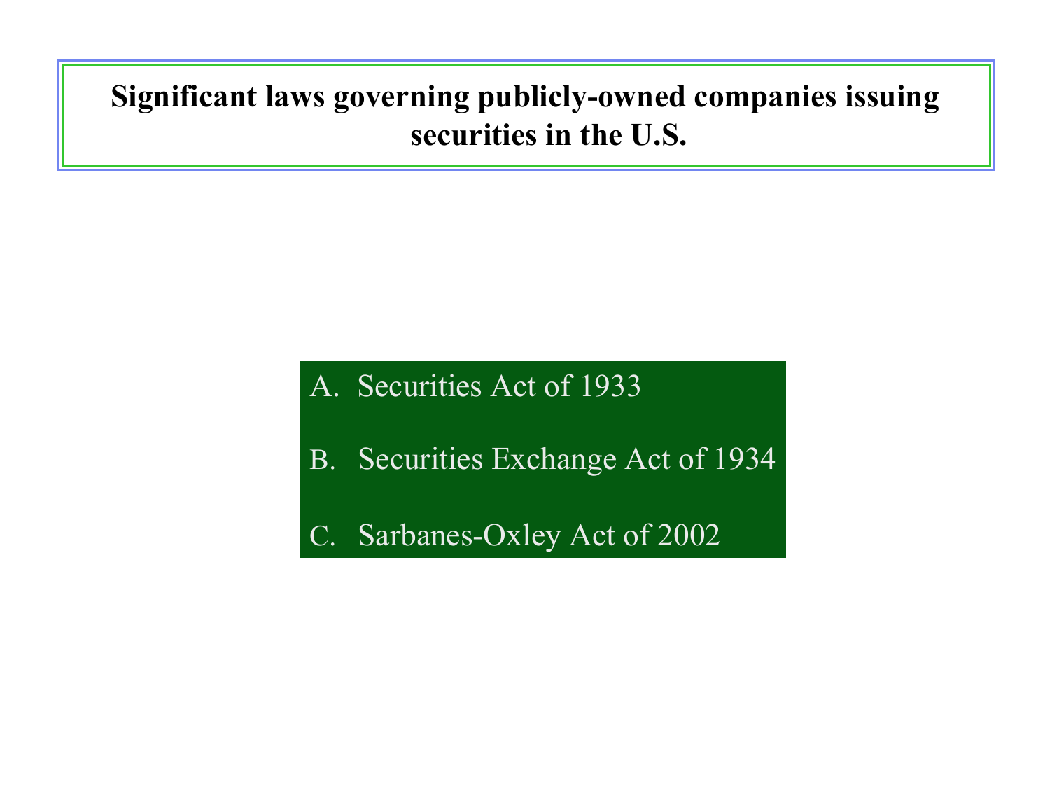# Significant laws governing publicly-owned companies issuing securities in the U.S.

A. Securities Act of 1933

B. Securities Exchange Act of 1934

C. Sarbanes-Oxley Act of 2002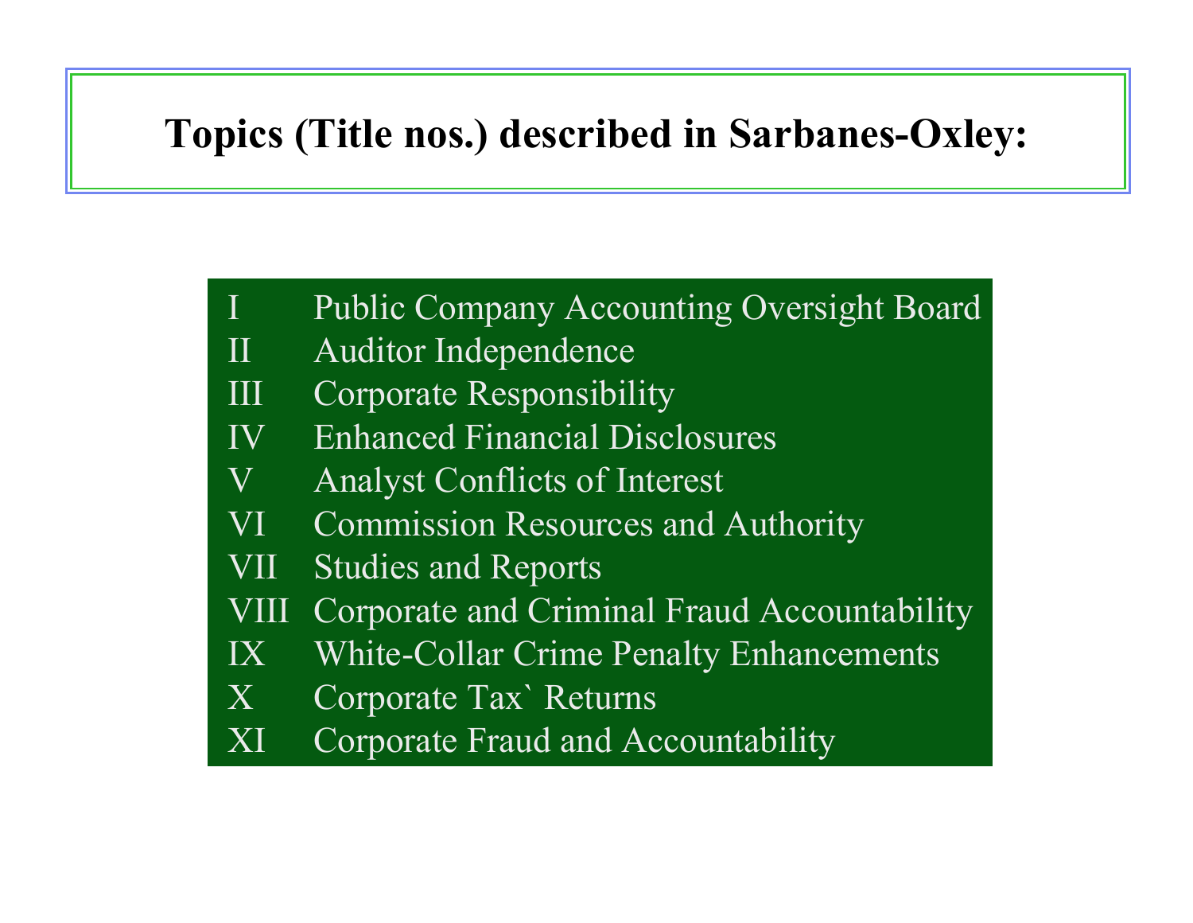# Topics (Title nos.) described in Sarbanes-Oxley:

| | |
|---|---|
| I | Public Company Accounting Oversight Board |
| II | Auditor Independence |
| III | Corporate Responsibility |
| IV | Enhanced Financial Disclosures |
| V | Analyst Conflicts of Interest |
| VI | Commission Resources and Authority |
| VII | Studies and Reports |
| VIII | Corporate and Criminal Fraud Accountability |
| IX | White-Collar Crime Penalty Enhancements |
| X | Corporate Tax` Returns |
| XI | Corporate Fraud and Accountability |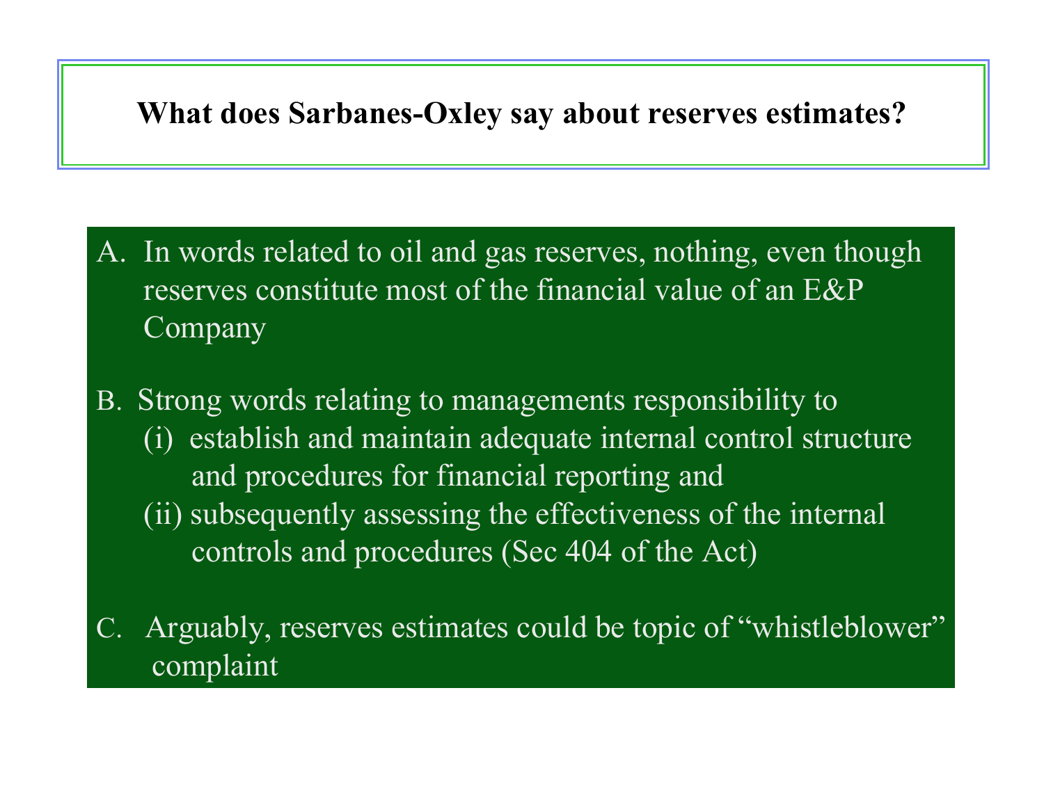# What does Sarbanes-Oxley say about reserves estimates?

A. In words related to oil and gas reserves, nothing, even though reserves constitute most of the financial value of an E&P Company

B. Strong words relating to managements responsibility to
   (i) establish and maintain adequate internal control structure and procedures for financial reporting and
   (ii) subsequently assessing the effectiveness of the internal controls and procedures (Sec 404 of the Act)

C. Arguably, reserves estimates could be topic of "whistleblower" complaint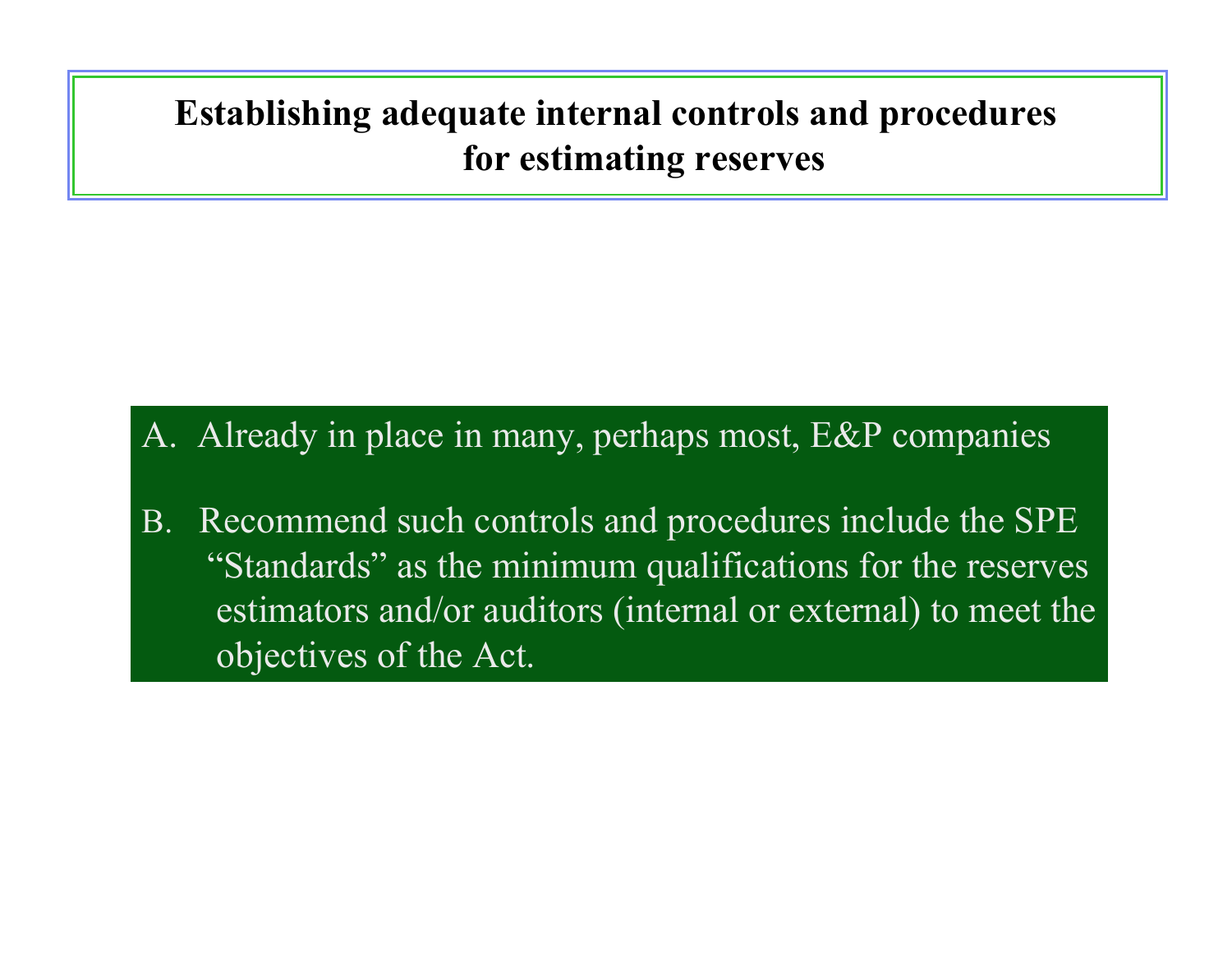# Establishing adequate internal controls and procedures for estimating reserves

A. Already in place in many, perhaps most, E&P companies

B. Recommend such controls and procedures include the SPE "Standards" as the minimum qualifications for the reserves estimators and/or auditors (internal or external) to meet the objectives of the Act.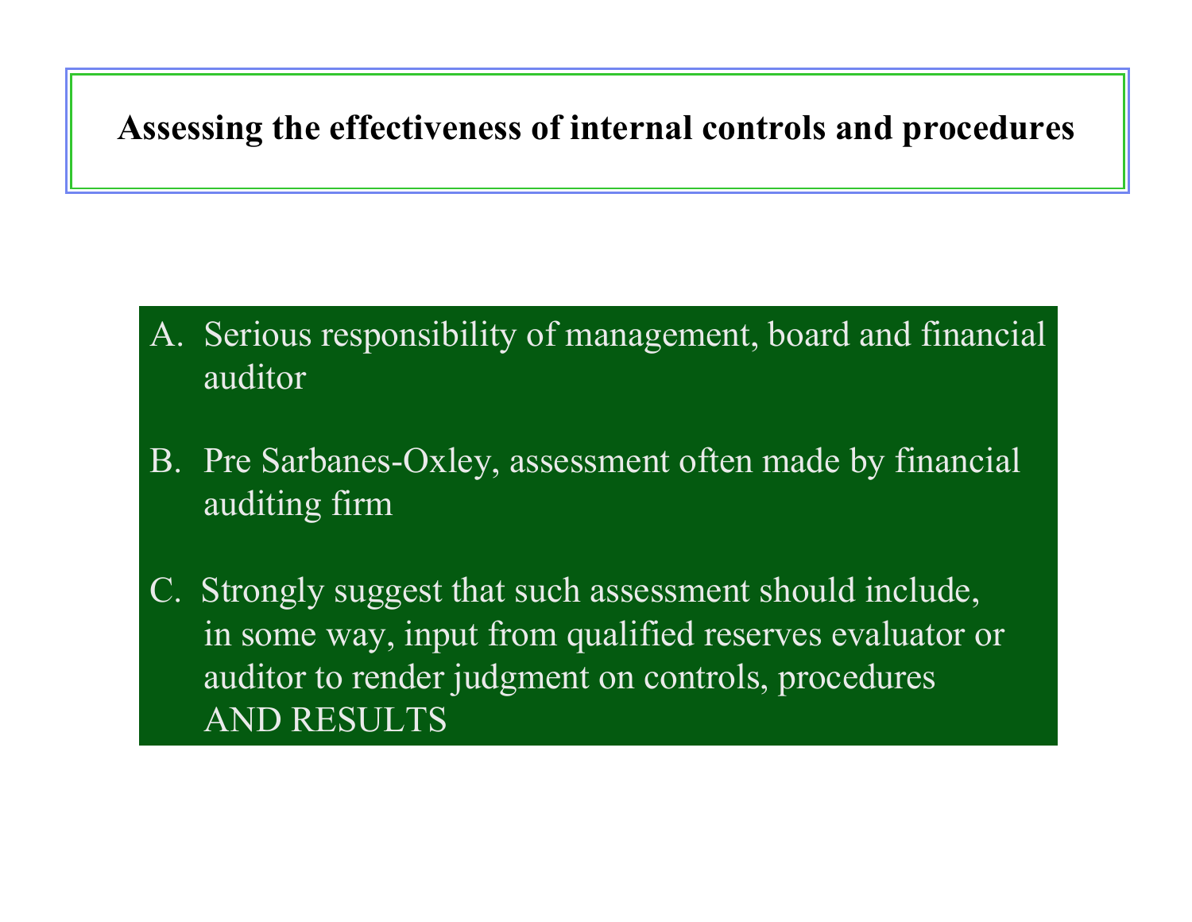# Assessing the effectiveness of internal controls and procedures

A. Serious responsibility of management, board and financial auditor

B. Pre Sarbanes-Oxley, assessment often made by financial auditing firm

C. Strongly suggest that such assessment should include, in some way, input from qualified reserves evaluator or auditor to render judgment on controls, procedures AND RESULTS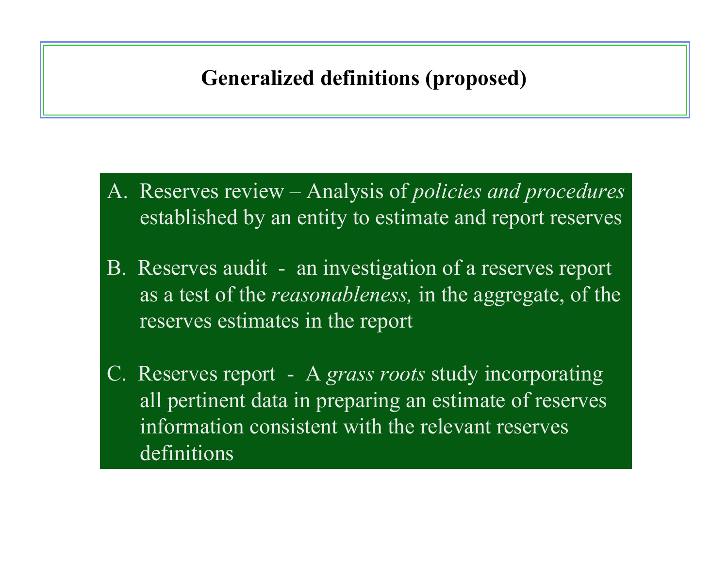# Generalized definitions (proposed)

A. Reserves review – Analysis of *policies and procedures* established by an entity to estimate and report reserves

B. Reserves audit - an investigation of a reserves report as a test of the *reasonableness,* in the aggregate, of the reserves estimates in the report

C. Reserves report - A *grass roots* study incorporating all pertinent data in preparing an estimate of reserves information consistent with the relevant reserves definitions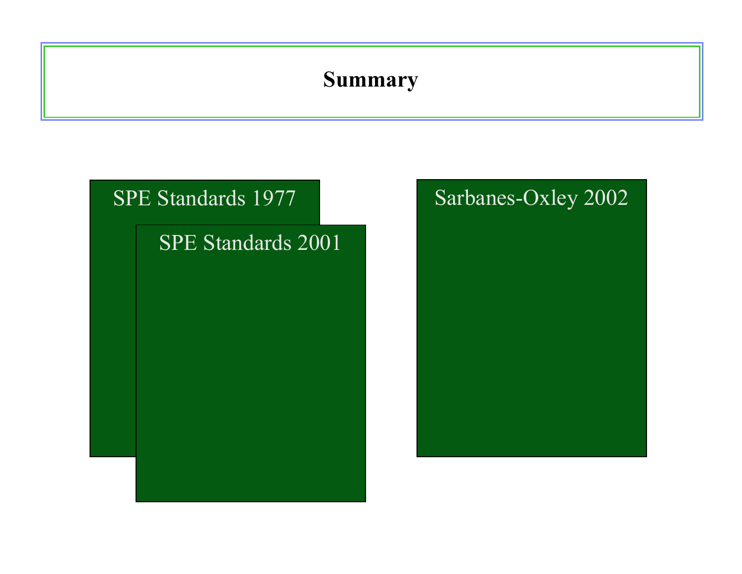# Summary

SPE Standards 1977

SPE Standards 2001

Sarbanes-Oxley 2002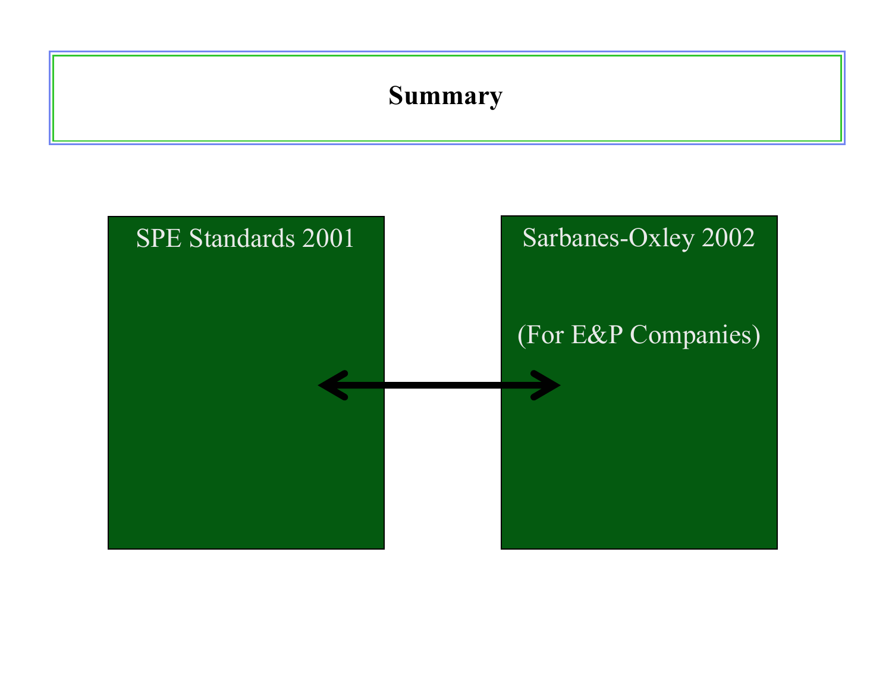# Summary

SPE Standards 2001

Sarbanes-Oxley 2002

(For E&P Companies)